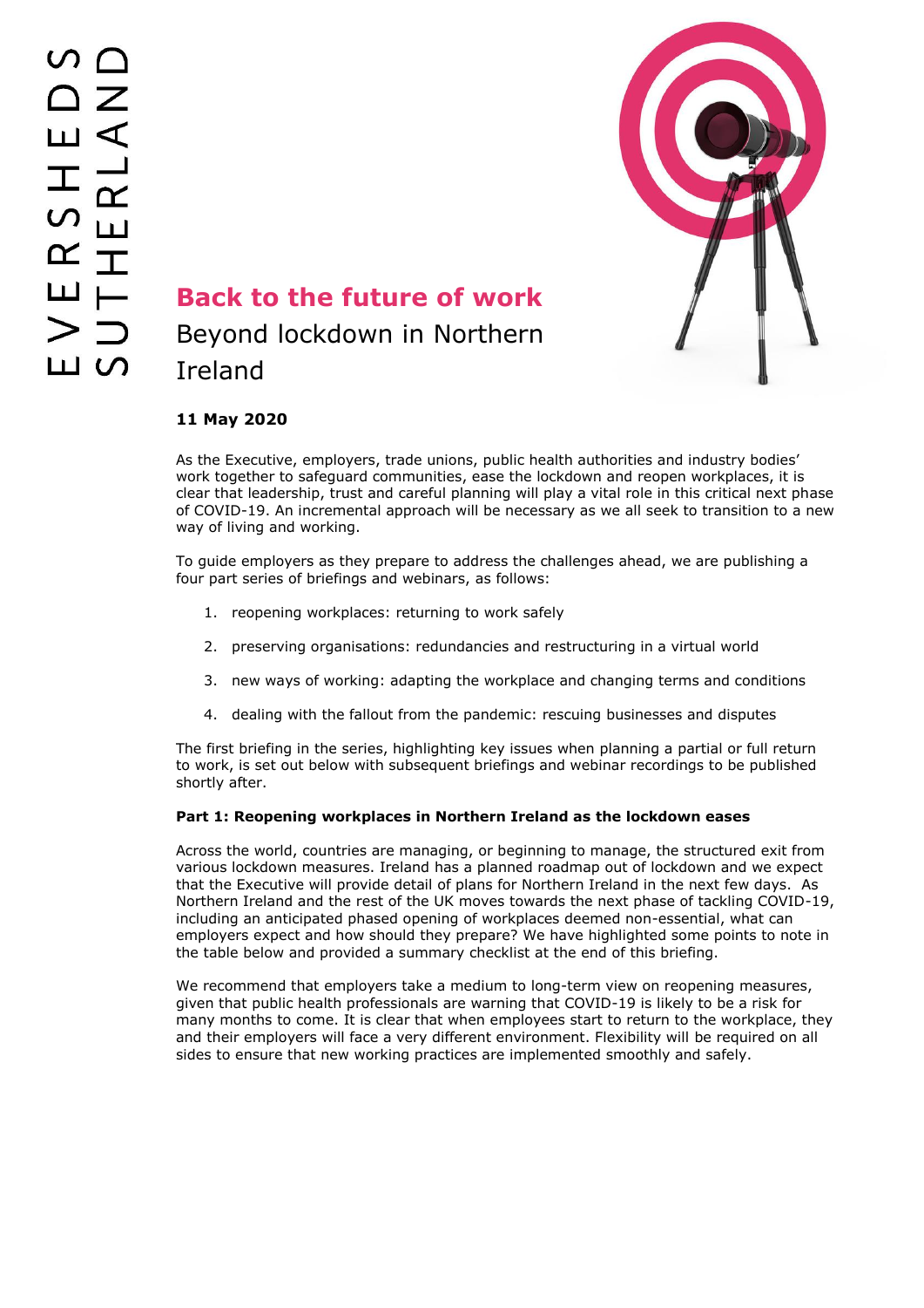EVERSHEDS SUTHERLAND

# Back to the future of work

## Beyond lockdown in Northern Ireland

**11 May 2020**

As the Executive, employers, trade unions, public health authorities and industry bodies' work together to safeguard communities, ease the lockdown and reopen workplaces, it is clear that leadership, trust and careful planning will play a vital role in this critical next phase of COVID-19. An incremental approach will be necessary as we all seek to transition to a new way of living and working.

To guide employers as they prepare to address the challenges ahead, we are publishing a four part series of briefings and webinars, as follows:

1. reopening workplaces: returning to work safely
2. preserving organisations: redundancies and restructuring in a virtual world
3. new ways of working: adapting the workplace and changing terms and conditions
4. dealing with the fallout from the pandemic: rescuing businesses and disputes

The first briefing in the series, highlighting key issues when planning a partial or full return to work, is set out below with subsequent briefings and webinar recordings to be published shortly after.

**Part 1: Reopening workplaces in Northern Ireland as the lockdown eases**

Across the world, countries are managing, or beginning to manage, the structured exit from various lockdown measures. Ireland has a planned roadmap out of lockdown and we expect that the Executive will provide detail of plans for Northern Ireland in the next few days. As Northern Ireland and the rest of the UK moves towards the next phase of tackling COVID-19, including an anticipated phased opening of workplaces deemed non-essential, what can employers expect and how should they prepare? We have highlighted some points to note in the table below and provided a summary checklist at the end of this briefing.

We recommend that employers take a medium to long-term view on reopening measures, given that public health professionals are warning that COVID-19 is likely to be a risk for many months to come. It is clear that when employees start to return to the workplace, they and their employers will face a very different environment. Flexibility will be required on all sides to ensure that new working practices are implemented smoothly and safely.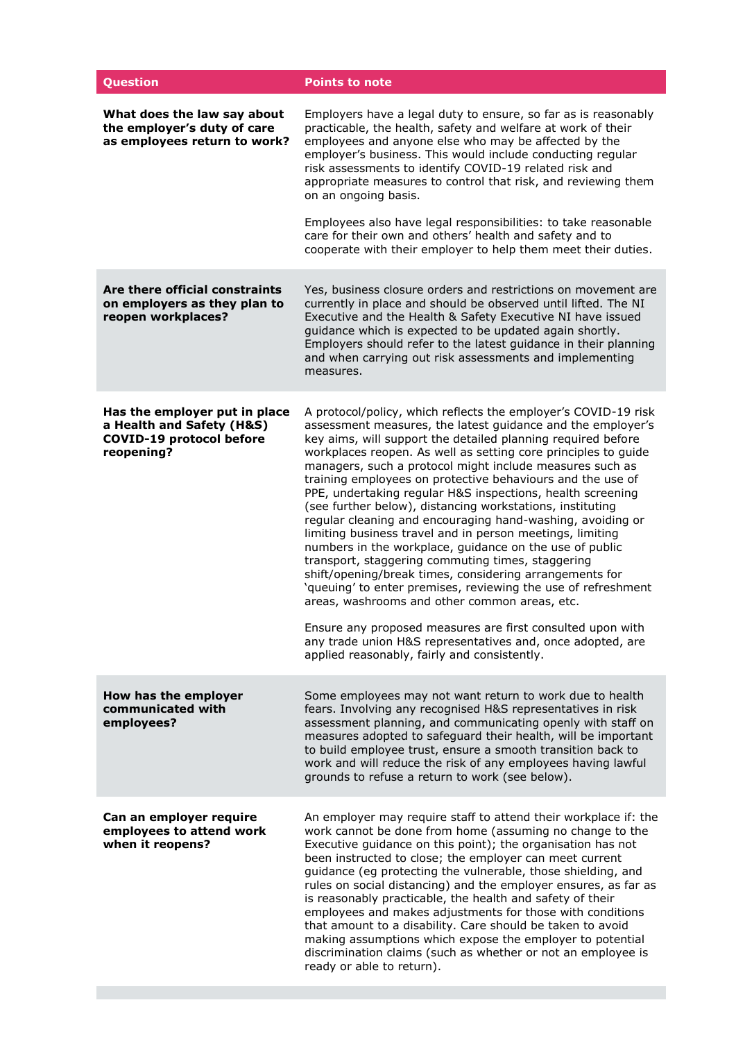| Question | Points to note |
| --- | --- |
| **What does the law say about the employer's duty of care as employees return to work?** | Employers have a legal duty to ensure, so far as is reasonably practicable, the health, safety and welfare at work of their employees and anyone else who may be affected by the employer's business. This would include conducting regular risk assessments to identify COVID-19 related risk and appropriate measures to control that risk, and reviewing them on an ongoing basis.<br><br>Employees also have legal responsibilities: to take reasonable care for their own and others' health and safety and to cooperate with their employer to help them meet their duties. |
| **Are there official constraints on employers as they plan to reopen workplaces?** | Yes, business closure orders and restrictions on movement are currently in place and should be observed until lifted. The NI Executive and the Health & Safety Executive NI have issued guidance which is expected to be updated again shortly. Employers should refer to the latest guidance in their planning and when carrying out risk assessments and implementing measures. |
| **Has the employer put in place a Health and Safety (H&S) COVID-19 protocol before reopening?** | A protocol/policy, which reflects the employer's COVID-19 risk assessment measures, the latest guidance and the employer's key aims, will support the detailed planning required before workplaces reopen. As well as setting core principles to guide managers, such a protocol might include measures such as training employees on protective behaviours and the use of PPE, undertaking regular H&S inspections, health screening (see further below), distancing workstations, instituting regular cleaning and encouraging hand-washing, avoiding or limiting business travel and in person meetings, limiting numbers in the workplace, guidance on the use of public transport, staggering commuting times, staggering shift/opening/break times, considering arrangements for 'queuing' to enter premises, reviewing the use of refreshment areas, washrooms and other common areas, etc.<br><br>Ensure any proposed measures are first consulted upon with any trade union H&S representatives and, once adopted, are applied reasonably, fairly and consistently. |
| **How has the employer communicated with employees?** | Some employees may not want return to work due to health fears. Involving any recognised H&S representatives in risk assessment planning, and communicating openly with staff on measures adopted to safeguard their health, will be important to build employee trust, ensure a smooth transition back to work and will reduce the risk of any employees having lawful grounds to refuse a return to work (see below). |
| **Can an employer require employees to attend work when it reopens?** | An employer may require staff to attend their workplace if: the work cannot be done from home (assuming no change to the Executive guidance on this point); the organisation has not been instructed to close; the employer can meet current guidance (eg protecting the vulnerable, those shielding, and rules on social distancing) and the employer ensures, as far as is reasonably practicable, the health and safety of their employees and makes adjustments for those with conditions that amount to a disability. Care should be taken to avoid making assumptions which expose the employer to potential discrimination claims (such as whether or not an employee is ready or able to return). |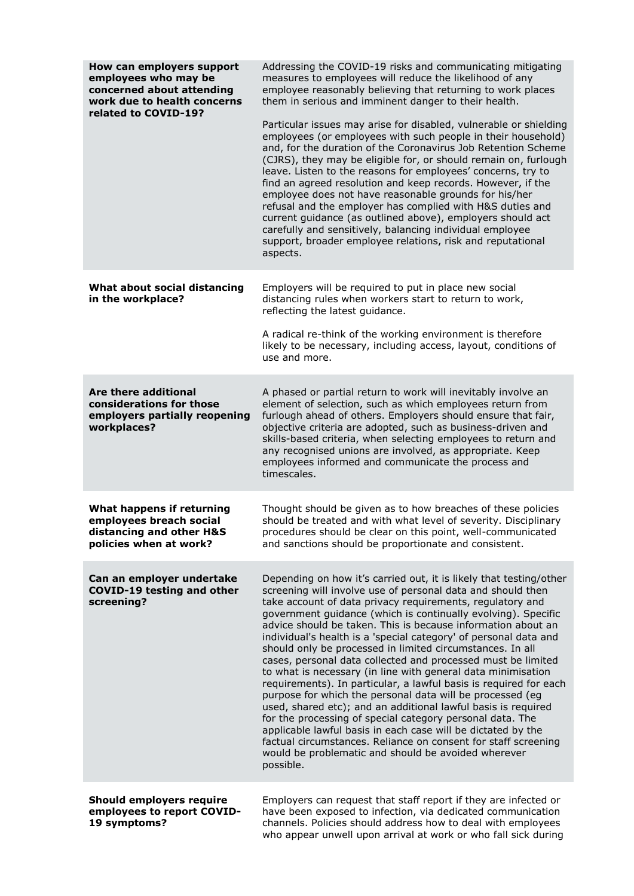| | |
|---|---|
| **How can employers support employees who may be concerned about attending work due to health concerns related to COVID-19?** | Addressing the COVID-19 risks and communicating mitigating measures to employees will reduce the likelihood of any employee reasonably believing that returning to work places them in serious and imminent danger to their health.<br><br>Particular issues may arise for disabled, vulnerable or shielding employees (or employees with such people in their household) and, for the duration of the Coronavirus Job Retention Scheme (CJRS), they may be eligible for, or should remain on, furlough leave. Listen to the reasons for employees' concerns, try to find an agreed resolution and keep records. However, if the employee does not have reasonable grounds for his/her refusal and the employer has complied with H&S duties and current guidance (as outlined above), employers should act carefully and sensitively, balancing individual employee support, broader employee relations, risk and reputational aspects. |
| **What about social distancing in the workplace?** | Employers will be required to put in place new social distancing rules when workers start to return to work, reflecting the latest guidance.<br><br>A radical re-think of the working environment is therefore likely to be necessary, including access, layout, conditions of use and more. |
| **Are there additional considerations for those employers partially reopening workplaces?** | A phased or partial return to work will inevitably involve an element of selection, such as which employees return from furlough ahead of others. Employers should ensure that fair, objective criteria are adopted, such as business-driven and skills-based criteria, when selecting employees to return and any recognised unions are involved, as appropriate. Keep employees informed and communicate the process and timescales. |
| **What happens if returning employees breach social distancing and other H&S policies when at work?** | Thought should be given as to how breaches of these policies should be treated and with what level of severity. Disciplinary procedures should be clear on this point, well-communicated and sanctions should be proportionate and consistent. |
| **Can an employer undertake COVID-19 testing and other screening?** | Depending on how it's carried out, it is likely that testing/other screening will involve use of personal data and should then take account of data privacy requirements, regulatory and government guidance (which is continually evolving). Specific advice should be taken. This is because information about an individual's health is a 'special category' of personal data and should only be processed in limited circumstances. In all cases, personal data collected and processed must be limited to what is necessary (in line with general data minimisation requirements). In particular, a lawful basis is required for each purpose for which the personal data will be processed (eg used, shared etc); and an additional lawful basis is required for the processing of special category personal data. The applicable lawful basis in each case will be dictated by the factual circumstances. Reliance on consent for staff screening would be problematic and should be avoided wherever possible. |
| **Should employers require employees to report COVID-19 symptoms?** | Employers can request that staff report if they are infected or have been exposed to infection, via dedicated communication channels. Policies should address how to deal with employees who appear unwell upon arrival at work or who fall sick during |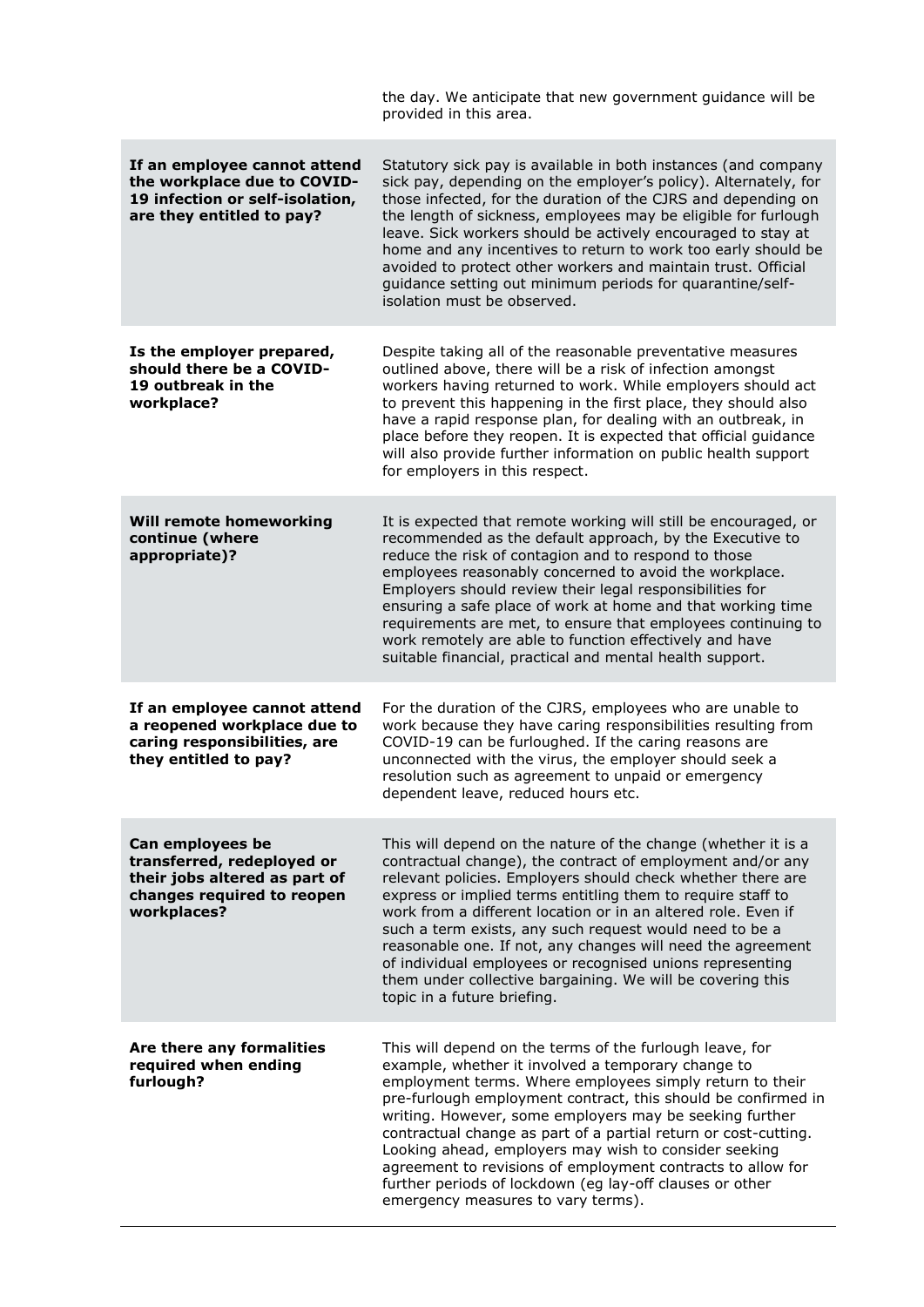| | |
|---|---|
| | the day. We anticipate that new government guidance will be provided in this area. |
| **If an employee cannot attend the workplace due to COVID-19 infection or self-isolation, are they entitled to pay?** | Statutory sick pay is available in both instances (and company sick pay, depending on the employer's policy). Alternately, for those infected, for the duration of the CJRS and depending on the length of sickness, employees may be eligible for furlough leave. Sick workers should be actively encouraged to stay at home and any incentives to return to work too early should be avoided to protect other workers and maintain trust. Official guidance setting out minimum periods for quarantine/self-isolation must be observed. |
| **Is the employer prepared, should there be a COVID-19 outbreak in the workplace?** | Despite taking all of the reasonable preventative measures outlined above, there will be a risk of infection amongst workers having returned to work. While employers should act to prevent this happening in the first place, they should also have a rapid response plan, for dealing with an outbreak, in place before they reopen. It is expected that official guidance will also provide further information on public health support for employers in this respect. |
| **Will remote homeworking continue (where appropriate)?** | It is expected that remote working will still be encouraged, or recommended as the default approach, by the Executive to reduce the risk of contagion and to respond to those employees reasonably concerned to avoid the workplace. Employers should review their legal responsibilities for ensuring a safe place of work at home and that working time requirements are met, to ensure that employees continuing to work remotely are able to function effectively and have suitable financial, practical and mental health support. |
| **If an employee cannot attend a reopened workplace due to caring responsibilities, are they entitled to pay?** | For the duration of the CJRS, employees who are unable to work because they have caring responsibilities resulting from COVID-19 can be furloughed. If the caring reasons are unconnected with the virus, the employer should seek a resolution such as agreement to unpaid or emergency dependent leave, reduced hours etc. |
| **Can employees be transferred, redeployed or their jobs altered as part of changes required to reopen workplaces?** | This will depend on the nature of the change (whether it is a contractual change), the contract of employment and/or any relevant policies. Employers should check whether there are express or implied terms entitling them to require staff to work from a different location or in an altered role. Even if such a term exists, any such request would need to be a reasonable one. If not, any changes will need the agreement of individual employees or recognised unions representing them under collective bargaining. We will be covering this topic in a future briefing. |
| **Are there any formalities required when ending furlough?** | This will depend on the terms of the furlough leave, for example, whether it involved a temporary change to employment terms. Where employees simply return to their pre-furlough employment contract, this should be confirmed in writing. However, some employers may be seeking further contractual change as part of a partial return or cost-cutting. Looking ahead, employers may wish to consider seeking agreement to revisions of employment contracts to allow for further periods of lockdown (eg lay-off clauses or other emergency measures to vary terms). |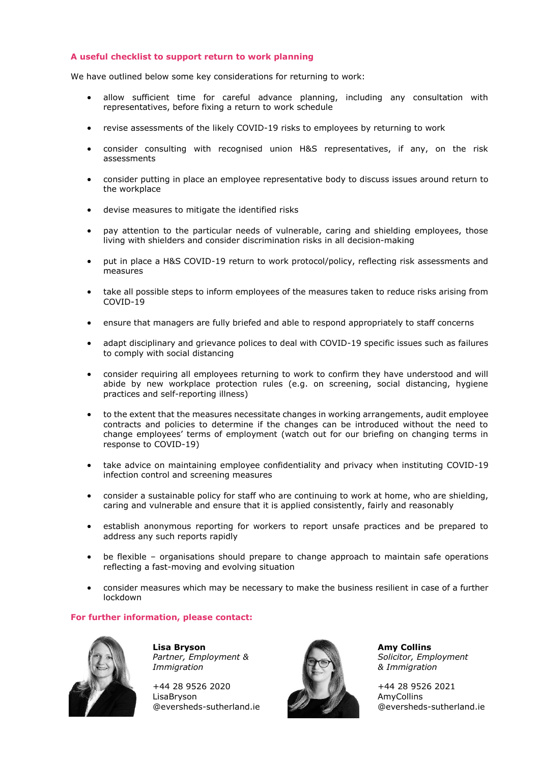## A useful checklist to support return to work planning

We have outlined below some key considerations for returning to work:

- allow sufficient time for careful advance planning, including any consultation with representatives, before fixing a return to work schedule
- revise assessments of the likely COVID-19 risks to employees by returning to work
- consider consulting with recognised union H&S representatives, if any, on the risk assessments
- consider putting in place an employee representative body to discuss issues around return to the workplace
- devise measures to mitigate the identified risks
- pay attention to the particular needs of vulnerable, caring and shielding employees, those living with shielders and consider discrimination risks in all decision-making
- put in place a H&S COVID-19 return to work protocol/policy, reflecting risk assessments and measures
- take all possible steps to inform employees of the measures taken to reduce risks arising from COVID-19
- ensure that managers are fully briefed and able to respond appropriately to staff concerns
- adapt disciplinary and grievance polices to deal with COVID-19 specific issues such as failures to comply with social distancing
- consider requiring all employees returning to work to confirm they have understood and will abide by new workplace protection rules (e.g. on screening, social distancing, hygiene practices and self-reporting illness)
- to the extent that the measures necessitate changes in working arrangements, audit employee contracts and policies to determine if the changes can be introduced without the need to change employees' terms of employment (watch out for our briefing on changing terms in response to COVID-19)
- take advice on maintaining employee confidentiality and privacy when instituting COVID-19 infection control and screening measures
- consider a sustainable policy for staff who are continuing to work at home, who are shielding, caring and vulnerable and ensure that it is applied consistently, fairly and reasonably
- establish anonymous reporting for workers to report unsafe practices and be prepared to address any such reports rapidly
- be flexible – organisations should prepare to change approach to maintain safe operations reflecting a fast-moving and evolving situation
- consider measures which may be necessary to make the business resilient in case of a further lockdown

## For further information, please contact:

**Lisa Bryson**
*Partner, Employment & Immigration*

+44 28 9526 2020
LisaBryson@eversheds-sutherland.ie

**Amy Collins**
*Solicitor, Employment & Immigration*

+44 28 9526 2021
AmyCollins@eversheds-sutherland.ie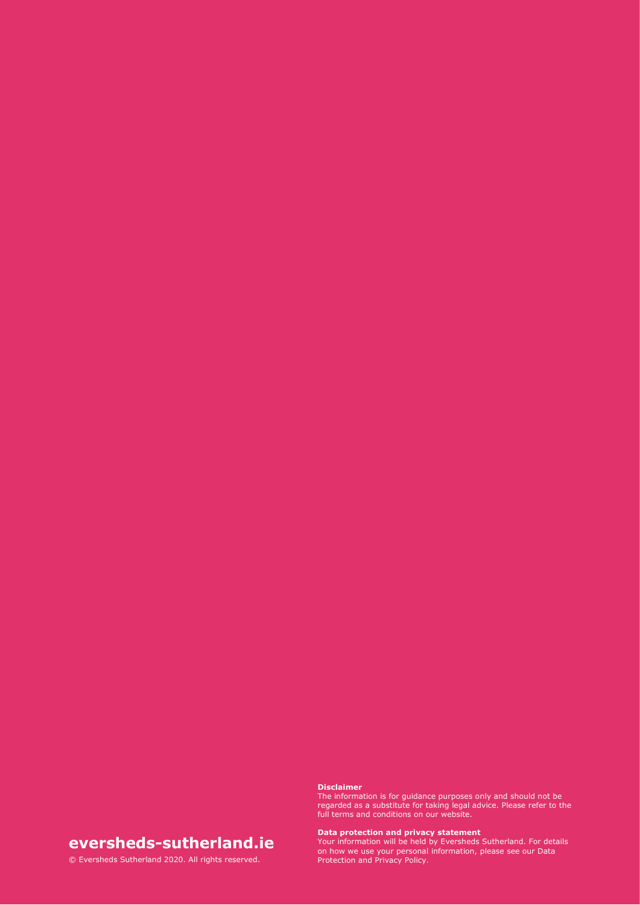**Disclaimer**
The information is for guidance purposes only and should not be regarded as a substitute for taking legal advice. Please refer to the full terms and conditions on our website.

**Data protection and privacy statement**
Your information will be held by Eversheds Sutherland. For details on how we use your personal information, please see our Data Protection and Privacy Policy.

**eversheds-sutherland.ie**

© Eversheds Sutherland 2020. All rights reserved.